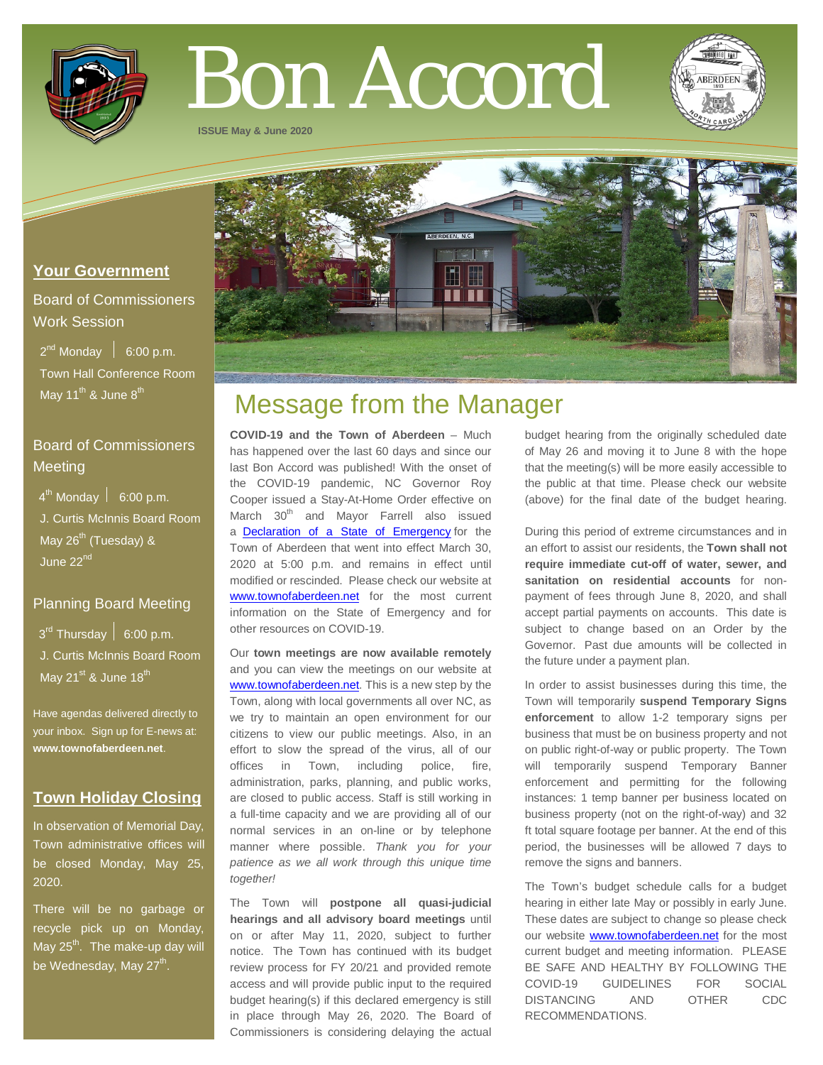# Bon Accord

ISSUE May & June 2020

## Your Government

### Board of Commissioners Work Session

2nd Monday | 6:00 p.m.
Town Hall Conference Room
May 11th & June 8th

### Board of Commissioners Meeting

4th Monday | 6:00 p.m.
J. Curtis McInnis Board Room
May 26th (Tuesday) & June 22nd

### Planning Board Meeting

3rd Thursday | 6:00 p.m.
J. Curtis McInnis Board Room
May 21st & June 18th

Have agendas delivered directly to your inbox. Sign up for E-news at: **www.townofaberdeen.net**.

## Town Holiday Closing

In observation of Memorial Day, Town administrative offices will be closed Monday, May 25, 2020.

There will be no garbage or recycle pick up on Monday, May 25th. The make-up day will be Wednesday, May 27th.

## Message from the Manager

**COVID-19 and the Town of Aberdeen** – Much has happened over the last 60 days and since our last Bon Accord was published! With the onset of the COVID-19 pandemic, NC Governor Roy Cooper issued a Stay-At-Home Order effective on March 30th and Mayor Farrell also issued a Declaration of a State of Emergency for the Town of Aberdeen that went into effect March 30, 2020 at 5:00 p.m. and remains in effect until modified or rescinded. Please check our website at www.townofaberdeen.net for the most current information on the State of Emergency and for other resources on COVID-19.

Our **town meetings are now available remotely** and you can view the meetings on our website at www.townofaberdeen.net. This is a new step by the Town, along with local governments all over NC, as we try to maintain an open environment for our citizens to view our public meetings. Also, in an effort to slow the spread of the virus, all of our offices in Town, including police, fire, administration, parks, planning, and public works, are closed to public access. Staff is still working in a full-time capacity and we are providing all of our normal services in an on-line or by telephone manner where possible. *Thank you for your patience as we all work through this unique time together!*

The Town will **postpone all quasi-judicial hearings and all advisory board meetings** until on or after May 11, 2020, subject to further notice. The Town has continued with its budget review process for FY 20/21 and provided remote access and will provide public input to the required budget hearing(s) if this declared emergency is still in place through May 26, 2020. The Board of Commissioners is considering delaying the actual budget hearing from the originally scheduled date of May 26 and moving it to June 8 with the hope that the meeting(s) will be more easily accessible to the public at that time. Please check our website (above) for the final date of the budget hearing.

During this period of extreme circumstances and in an effort to assist our residents, the **Town shall not require immediate cut-off of water, sewer, and sanitation on residential accounts** for non-payment of fees through June 8, 2020, and shall accept partial payments on accounts. This date is subject to change based on an Order by the Governor. Past due amounts will be collected in the future under a payment plan.

In order to assist businesses during this time, the Town will temporarily **suspend Temporary Signs enforcement** to allow 1-2 temporary signs per business that must be on business property and not on public right-of-way or public property. The Town will temporarily suspend Temporary Banner enforcement and permitting for the following instances: 1 temp banner per business located on business property (not on the right-of-way) and 32 ft total square footage per banner. At the end of this period, the businesses will be allowed 7 days to remove the signs and banners.

The Town's budget schedule calls for a budget hearing in either late May or possibly in early June. These dates are subject to change so please check our website www.townofaberdeen.net for the most current budget and meeting information. PLEASE BE SAFE AND HEALTHY BY FOLLOWING THE COVID-19 GUIDELINES FOR SOCIAL DISTANCING AND OTHER CDC RECOMMENDATIONS.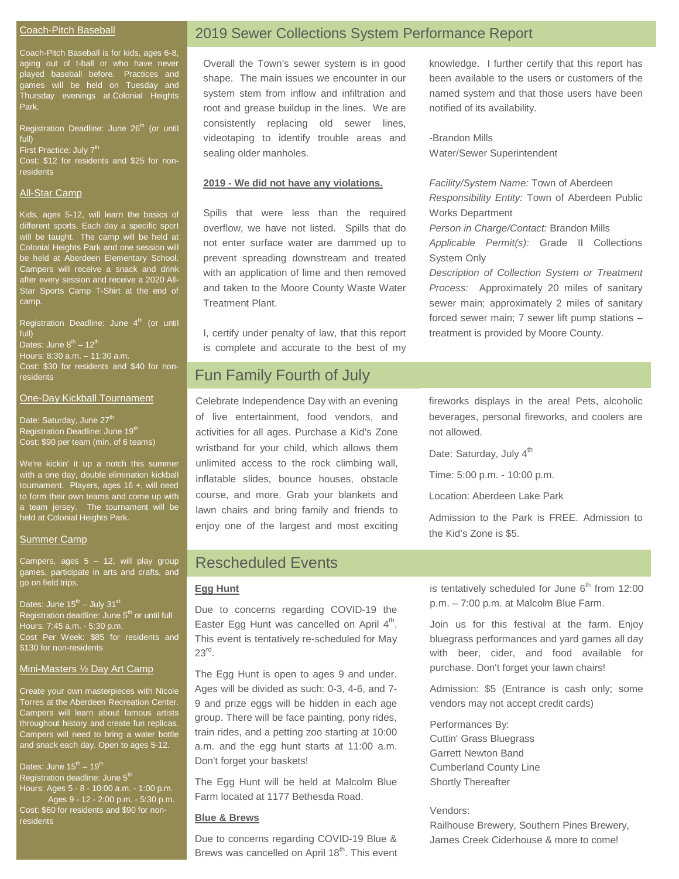## Coach-Pitch Baseball

Coach-Pitch Baseball is for kids, ages 6-8, aging out of t-ball or who have never played baseball before. Practices and games will be held on Tuesday and Thursday evenings at Colonial Heights Park.

Registration Deadline: June 26th (or until full)
First Practice: July 7th
Cost: $12 for residents and $25 for non-residents

## All-Star Camp

Kids, ages 5-12, will learn the basics of different sports. Each day a specific sport will be taught. The camp will be held at Colonial Heights Park and one session will be held at Aberdeen Elementary School. Campers will receive a snack and drink after every session and receive a 2020 All-Star Sports Camp T-Shirt at the end of camp.

Registration Deadline: June 4th (or until full)
Dates: June 8th – 12th
Hours: 8:30 a.m. – 11:30 a.m.
Cost: $30 for residents and $40 for non-residents

## One-Day Kickball Tournament

Date: Saturday, June 27th
Registration Deadline: June 19th
Cost: $90 per team (min. of 6 teams)

We're kickin' it up a notch this summer with a one day, double elimination kickball tournament. Players, ages 16 +, will need to form their own teams and come up with a team jersey. The tournament will be held at Colonial Heights Park.

## Summer Camp

Campers, ages 5 – 12, will play group games, participate in arts and crafts, and go on field trips.

Dates: June 15th – July 31st
Registration deadline: June 5th or until full
Hours: 7:45 a.m. - 5:30 p.m.
Cost Per Week: $85 for residents and $130 for non-residents

## Mini-Masters ½ Day Art Camp

Create your own masterpieces with Nicole Torres at the Aberdeen Recreation Center. Campers will learn about famous artists throughout history and create fun replicas. Campers will need to bring a water bottle and snack each day. Open to ages 5-12.

Dates: June 15th – 19th
Registration deadline: June 5th
Hours: Ages 5 - 8 - 10:00 a.m. - 1:00 p.m.
Ages 9 - 12 - 2:00 p.m. - 5:30 p.m.
Cost: $60 for residents and $90 for non-residents

# 2019 Sewer Collections System Performance Report

Overall the Town's sewer system is in good shape. The main issues we encounter in our system stem from inflow and infiltration and root and grease buildup in the lines. We are consistently replacing old sewer lines, videotaping to identify trouble areas and sealing older manholes.

**2019 - We did not have any violations.**

Spills that were less than the required overflow, we have not listed. Spills that do not enter surface water are dammed up to prevent spreading downstream and treated with an application of lime and then removed and taken to the Moore County Waste Water Treatment Plant.

I, certify under penalty of law, that this report is complete and accurate to the best of my knowledge. I further certify that this report has been available to the users or customers of the named system and that those users have been notified of its availability.

-Brandon Mills
Water/Sewer Superintendent

*Facility/System Name:* Town of Aberdeen
*Responsibility Entity:* Town of Aberdeen Public Works Department
*Person in Charge/Contact:* Brandon Mills
*Applicable Permit(s):* Grade II Collections System Only
*Description of Collection System or Treatment Process:* Approximately 20 miles of sanitary sewer main; approximately 2 miles of sanitary forced sewer main; 7 sewer lift pump stations – treatment is provided by Moore County.

# Fun Family Fourth of July

Celebrate Independence Day with an evening of live entertainment, food vendors, and activities for all ages. Purchase a Kid's Zone wristband for your child, which allows them unlimited access to the rock climbing wall, inflatable slides, bounce houses, obstacle course, and more. Grab your blankets and lawn chairs and bring family and friends to enjoy one of the largest and most exciting fireworks displays in the area! Pets, alcoholic beverages, personal fireworks, and coolers are not allowed.

Date: Saturday, July 4th

Time: 5:00 p.m. - 10:00 p.m.

Location: Aberdeen Lake Park

Admission to the Park is FREE. Admission to the Kid's Zone is $5.

# Rescheduled Events

**Egg Hunt**

Due to concerns regarding COVID-19 the Easter Egg Hunt was cancelled on April 4th. This event is tentatively re-scheduled for May 23rd.

The Egg Hunt is open to ages 9 and under. Ages will be divided as such: 0-3, 4-6, and 7-9 and prize eggs will be hidden in each age group. There will be face painting, pony rides, train rides, and a petting zoo starting at 10:00 a.m. and the egg hunt starts at 11:00 a.m. Don't forget your baskets!

The Egg Hunt will be held at Malcolm Blue Farm located at 1177 Bethesda Road.

**Blue & Brews**

Due to concerns regarding COVID-19 Blue & Brews was cancelled on April 18th. This event is tentatively scheduled for June 6th from 12:00 p.m. – 7:00 p.m. at Malcolm Blue Farm.

Join us for this festival at the farm. Enjoy bluegrass performances and yard games all day with beer, cider, and food available for purchase. Don't forget your lawn chairs!

Admission: $5 (Entrance is cash only; some vendors may not accept credit cards)

Performances By:
Cuttin' Grass Bluegrass
Garrett Newton Band
Cumberland County Line
Shortly Thereafter

Vendors:
Railhouse Brewery, Southern Pines Brewery, James Creek Ciderhouse & more to come!